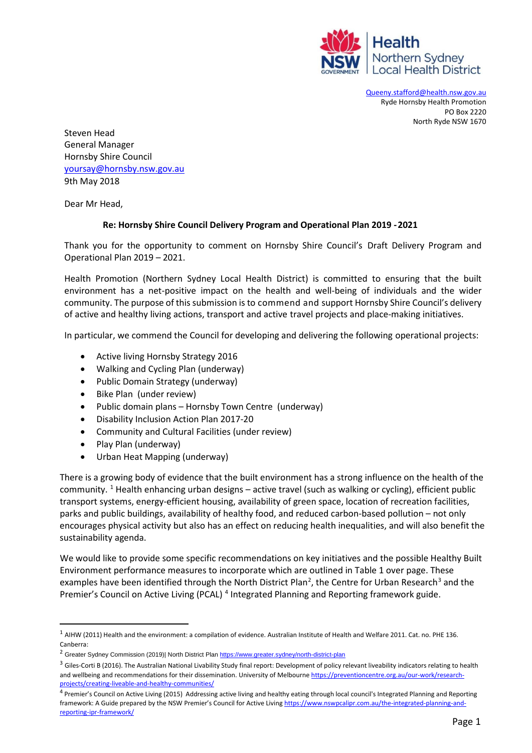Health Northern Sydney Local Health District

Queeny.stafford@health.nsw.gov.au
Ryde Hornsby Health Promotion
PO Box 2220
North Ryde NSW 1670

Steven Head
General Manager
Hornsby Shire Council
yoursay@hornsby.nsw.gov.au
9th May 2018

Dear Mr Head,

**Re: Hornsby Shire Council Delivery Program and Operational Plan 2019 - 2021**

Thank you for the opportunity to comment on Hornsby Shire Council's Draft Delivery Program and Operational Plan 2019 – 2021.

Health Promotion (Northern Sydney Local Health District) is committed to ensuring that the built environment has a net-positive impact on the health and well-being of individuals and the wider community. The purpose of this submission is to commend and support Hornsby Shire Council's delivery of active and healthy living actions, transport and active travel projects and place-making initiatives.

In particular, we commend the Council for developing and delivering the following operational projects:

- Active living Hornsby Strategy 2016
- Walking and Cycling Plan (underway)
- Public Domain Strategy (underway)
- Bike Plan (under review)
- Public domain plans – Hornsby Town Centre (underway)
- Disability Inclusion Action Plan 2017-20
- Community and Cultural Facilities (under review)
- Play Plan (underway)
- Urban Heat Mapping (underway)

There is a growing body of evidence that the built environment has a strong influence on the health of the community. [1] Health enhancing urban designs – active travel (such as walking or cycling), efficient public transport systems, energy-efficient housing, availability of green space, location of recreation facilities, parks and public buildings, availability of healthy food, and reduced carbon-based pollution – not only encourages physical activity but also has an effect on reducing health inequalities, and will also benefit the sustainability agenda.

We would like to provide some specific recommendations on key initiatives and the possible Healthy Built Environment performance measures to incorporate which are outlined in Table 1 over page. These examples have been identified through the North District Plan[2], the Centre for Urban Research[3] and the Premier's Council on Active Living (PCAL) [4] Integrated Planning and Reporting framework guide.

---

[1] AIHW (2011) Health and the environment: a compilation of evidence. Australian Institute of Health and Welfare 2011. Cat. no. PHE 136. Canberra:

[2] Greater Sydney Commission (2019)| North District Plan https://www.greater.sydney/north-district-plan

[3] Giles-Corti B (2016). The Australian National Livability Study final report: Development of policy relevant liveability indicators relating to health and wellbeing and recommendations for their dissemination. University of Melbourne https://preventioncentre.org.au/our-work/research-projects/creating-liveable-and-healthy-communities/

[4] Premier's Council on Active Living (2015) Addressing active living and healthy eating through local council's Integrated Planning and Reporting framework: A Guide prepared by the NSW Premier's Council for Active Living https://www.nswpcalipr.com.au/the-integrated-planning-and-reporting-ipr-framework/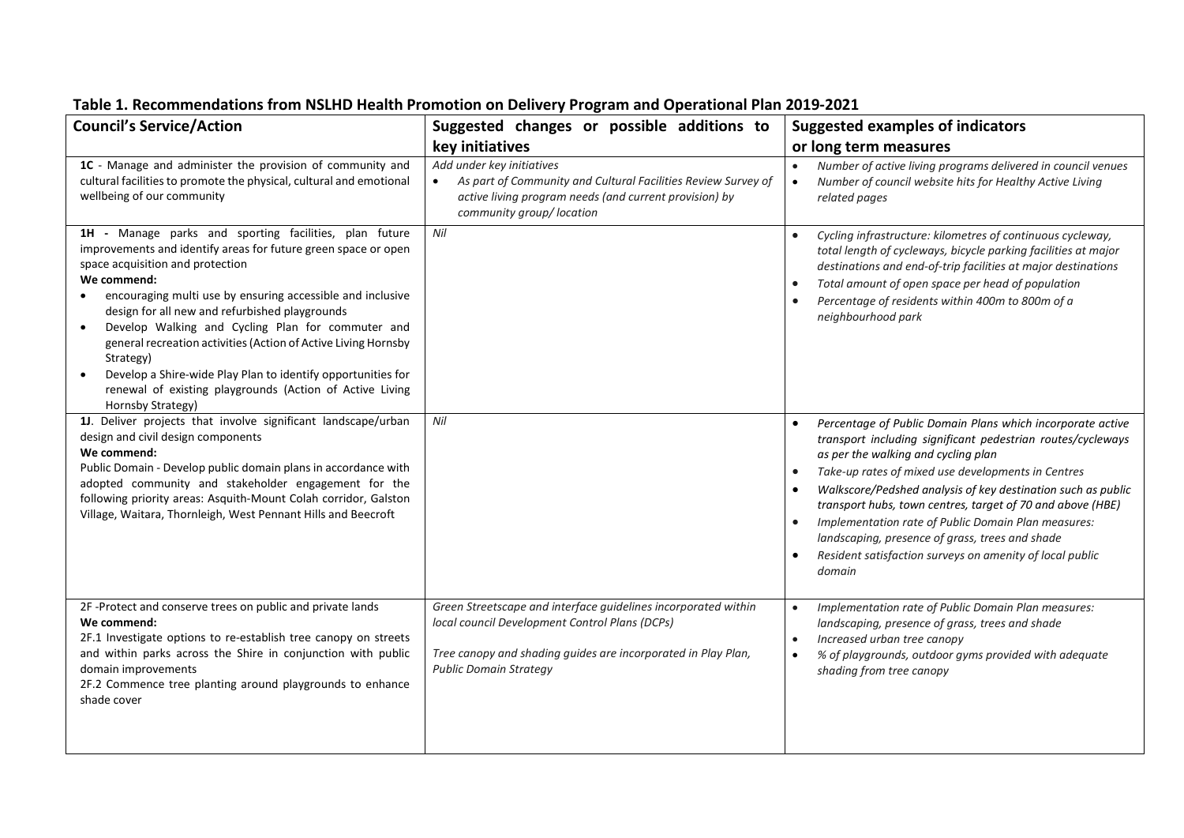**Table 1. Recommendations from NSLHD Health Promotion on Delivery Program and Operational Plan 2019-2021**

| Council's Service/Action | Suggested changes or possible additions to key initiatives | Suggested examples of indicators or long term measures |
|---|---|---|
| **1C** - Manage and administer the provision of community and cultural facilities to promote the physical, cultural and emotional wellbeing of our community | *Add under key initiatives*<br>• *As part of Community and Cultural Facilities Review Survey of active living program needs (and current provision) by community group/ location* | • *Number of active living programs delivered in council venues*<br>• *Number of council website hits for Healthy Active Living related pages* |
| **1H** - Manage parks and sporting facilities, plan future improvements and identify areas for future green space or open space acquisition and protection<br>**We commend:**<br>• encouraging multi use by ensuring accessible and inclusive design for all new and refurbished playgrounds<br>• Develop Walking and Cycling Plan for commuter and general recreation activities (Action of Active Living Hornsby Strategy)<br>• Develop a Shire-wide Play Plan to identify opportunities for renewal of existing playgrounds (Action of Active Living Hornsby Strategy) | *Nil* | • *Cycling infrastructure: kilometres of continuous cycleway, total length of cycleways, bicycle parking facilities at major destinations and end-of-trip facilities at major destinations*<br>• *Total amount of open space per head of population*<br>• *Percentage of residents within 400m to 800m of a neighbourhood park* |
| **1J**. Deliver projects that involve significant landscape/urban design and civil design components<br>**We commend:**<br>Public Domain - Develop public domain plans in accordance with adopted community and stakeholder engagement for the following priority areas: Asquith-Mount Colah corridor, Galston Village, Waitara, Thornleigh, West Pennant Hills and Beecroft | *Nil* | • *Percentage of Public Domain Plans which incorporate active transport including significant pedestrian routes/cycleways as per the walking and cycling plan*<br>• *Take-up rates of mixed use developments in Centres*<br>• *Walkscore/Pedshed analysis of key destination such as public transport hubs, town centres, target of 70 and above (HBE)*<br>• *Implementation rate of Public Domain Plan measures: landscaping, presence of grass, trees and shade*<br>• *Resident satisfaction surveys on amenity of local public domain* |
| 2F -Protect and conserve trees on public and private lands<br>**We commend:**<br>2F.1 Investigate options to re-establish tree canopy on streets and within parks across the Shire in conjunction with public domain improvements<br>2F.2 Commence tree planting around playgrounds to enhance shade cover | *Green Streetscape and interface guidelines incorporated within local council Development Control Plans (DCPs)*<br><br>*Tree canopy and shading guides are incorporated in Play Plan, Public Domain Strategy* | • *Implementation rate of Public Domain Plan measures: landscaping, presence of grass, trees and shade*<br>• *Increased urban tree canopy*<br>• *% of playgrounds, outdoor gyms provided with adequate shading from tree canopy* |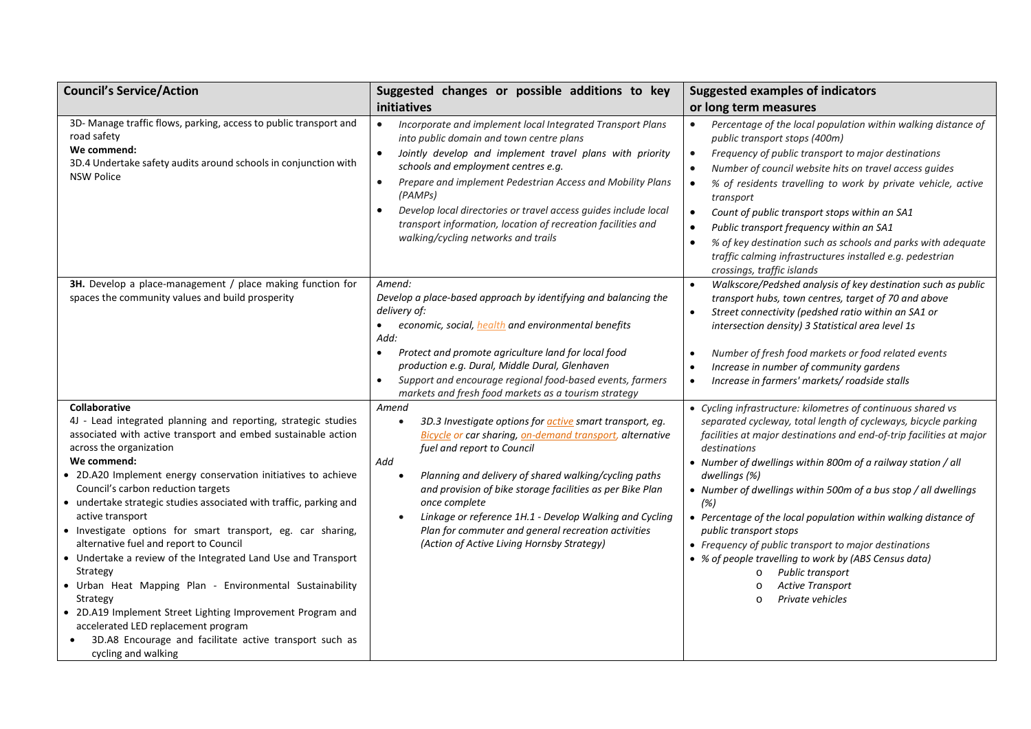| Council's Service/Action | Suggested changes or possible additions to key initiatives | Suggested examples of indicators or long term measures |
|---|---|---|
| 3D- Manage traffic flows, parking, access to public transport and road safety<br>**We commend:**<br>3D.4 Undertake safety audits around schools in conjunction with NSW Police | • *Incorporate and implement local Integrated Transport Plans into public domain and town centre plans*<br>• *Jointly develop and implement travel plans with priority schools and employment centres e.g.*<br>• *Prepare and implement Pedestrian Access and Mobility Plans (PAMPs)*<br>• *Develop local directories or travel access guides include local transport information, location of recreation facilities and walking/cycling networks and trails* | • *Percentage of the local population within walking distance of public transport stops (400m)*<br>• *Frequency of public transport to major destinations*<br>• *Number of council website hits on travel access guides*<br>• *% of residents travelling to work by private vehicle, active transport*<br>• *Count of public transport stops within an SA1*<br>• *Public transport frequency within an SA1*<br>• *% of key destination such as schools and parks with adequate traffic calming infrastructures installed e.g. pedestrian crossings, traffic islands* |
| **3H.** Develop a place-management / place making function for spaces the community values and build prosperity | *Amend:*<br>*Develop a place-based approach by identifying and balancing the delivery of:*<br>• *economic, social, health and environmental benefits*<br>*Add:*<br>• *Protect and promote agriculture land for local food production e.g. Dural, Middle Dural, Glenhaven*<br>• *Support and encourage regional food-based events, farmers markets and fresh food markets as a tourism strategy* | • *Walkscore/Pedshed analysis of key destination such as public transport hubs, town centres, target of 70 and above*<br>• *Street connectivity (pedshed ratio within an SA1 or intersection density) 3 Statistical area level 1s*<br>• *Number of fresh food markets or food related events*<br>• *Increase in number of community gardens*<br>• *Increase in farmers' markets/ roadside stalls* |
| **Collaborative**<br>4J - Lead integrated planning and reporting, strategic studies associated with active transport and embed sustainable action across the organization<br>**We commend:**<br>• 2D.A20 Implement energy conservation initiatives to achieve Council's carbon reduction targets<br>• undertake strategic studies associated with traffic, parking and active transport<br>• Investigate options for smart transport, eg. car sharing, alternative fuel and report to Council<br>• Undertake a review of the Integrated Land Use and Transport Strategy<br>• Urban Heat Mapping Plan - Environmental Sustainability Strategy<br>• 2D.A19 Implement Street Lighting Improvement Program and accelerated LED replacement program<br>• 3D.A8 Encourage and facilitate active transport such as cycling and walking | *Amend*<br>• *3D.3 Investigate options for active smart transport, eg. Bicycle or car sharing, on-demand transport, alternative fuel and report to Council*<br>*Add*<br>• *Planning and delivery of shared walking/cycling paths and provision of bike storage facilities as per Bike Plan once complete*<br>• *Linkage or reference 1H.1 - Develop Walking and Cycling Plan for commuter and general recreation activities (Action of Active Living Hornsby Strategy)* | • *Cycling infrastructure: kilometres of continuous shared vs separated cycleway, total length of cycleways, bicycle parking facilities at major destinations and end-of-trip facilities at major destinations*<br>• *Number of dwellings within 800m of a railway station / all dwellings (%)*<br>• *Number of dwellings within 500m of a bus stop / all dwellings (%)*<br>• *Percentage of the local population within walking distance of public transport stops*<br>• *Frequency of public transport to major destinations*<br>• *% of people travelling to work by (ABS Census data)*<br>&nbsp;&nbsp;o *Public transport*<br>&nbsp;&nbsp;o *Active Transport*<br>&nbsp;&nbsp;o *Private vehicles* |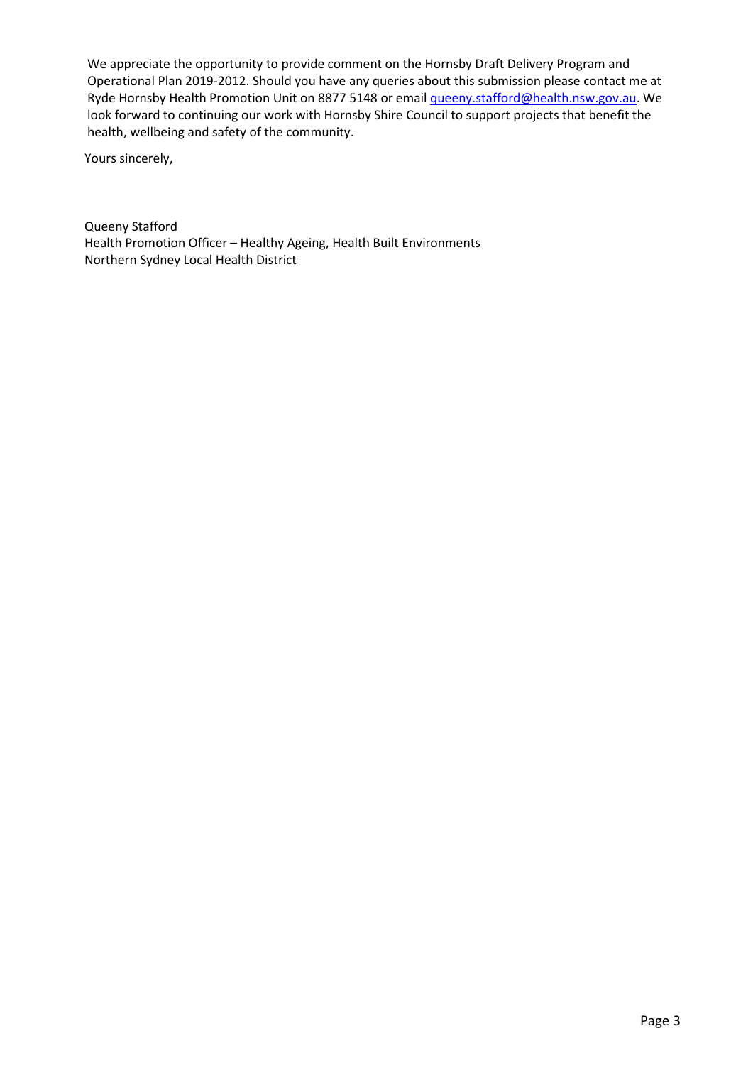We appreciate the opportunity to provide comment on the Hornsby Draft Delivery Program and Operational Plan 2019-2012. Should you have any queries about this submission please contact me at Ryde Hornsby Health Promotion Unit on 8877 5148 or email [queeny.stafford@health.nsw.gov.au](mailto:queeny.stafford@health.nsw.gov.au). We look forward to continuing our work with Hornsby Shire Council to support projects that benefit the health, wellbeing and safety of the community.

Yours sincerely,

Queeny Stafford
Health Promotion Officer – Healthy Ageing, Health Built Environments
Northern Sydney Local Health District